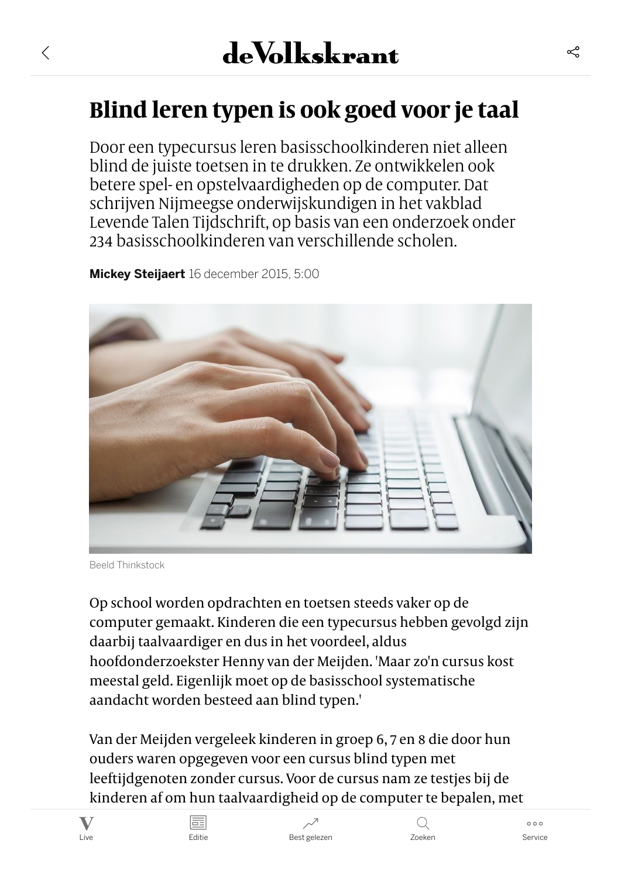# Blind leren typen is ook goed voor je taal

Door een typecursus leren basisschoolkinderen niet alleen blind de juiste toetsen in te drukken. Ze ontwikkelen ook betere spel- en opstelvaardigheden op de computer. Dat schrijven Nijmeegse onderwijskundigen in het vakblad Levende Talen Tijdschrift, op basis van een onderzoek onder 234 basisschoolkinderen van verschillende scholen.

**Mickey Steijaert** 16 december 2015, 5:00

Beeld Thinkstock

Op school worden opdrachten en toetsen steeds vaker op de computer gemaakt. Kinderen die een typecursus hebben gevolgd zijn daarbij taalvaardiger en dus in het voordeel, aldus hoofdonderzoekster Henny van der Meijden. 'Maar zo'n cursus kost meestal geld. Eigenlijk moet op de basisschool systematische aandacht worden besteed aan blind typen.'

Van der Meijden vergeleek kinderen in groep 6, 7 en 8 die door hun ouders waren opgegeven voor een cursus blind typen met leeftijdgenoten zonder cursus. Voor de cursus nam ze testjes bij de kinderen af om hun taalvaardigheid op de computer te bepalen, met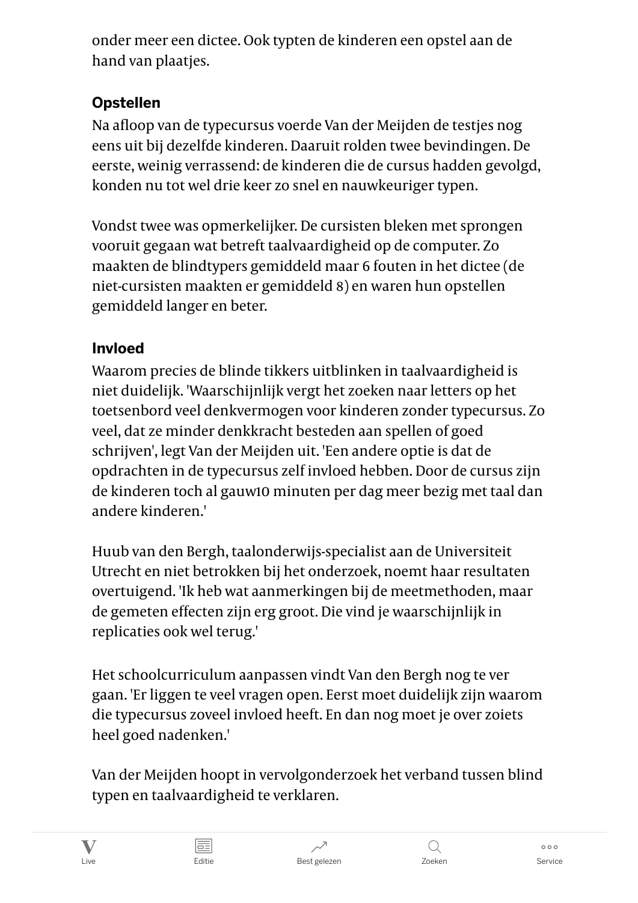onder meer een dictee. Ook typten de kinderen een opstel aan de hand van plaatjes.

## Opstellen

Na afloop van de typecursus voerde Van der Meijden de testjes nog eens uit bij dezelfde kinderen. Daaruit rolden twee bevindingen. De eerste, weinig verrassend: de kinderen die de cursus hadden gevolgd, konden nu tot wel drie keer zo snel en nauwkeuriger typen.

Vondst twee was opmerkelijker. De cursisten bleken met sprongen vooruit gegaan wat betreft taalvaardigheid op de computer. Zo maakten de blindtypers gemiddeld maar 6 fouten in het dictee (de niet-cursisten maakten er gemiddeld 8) en waren hun opstellen gemiddeld langer en beter.

## Invloed

Waarom precies de blinde tikkers uitblinken in taalvaardigheid is niet duidelijk. 'Waarschijnlijk vergt het zoeken naar letters op het toetsenbord veel denkvermogen voor kinderen zonder typecursus. Zo veel, dat ze minder denkkracht besteden aan spellen of goed schrijven', legt Van der Meijden uit. 'Een andere optie is dat de opdrachten in de typecursus zelf invloed hebben. Door de cursus zijn de kinderen toch al gauw10 minuten per dag meer bezig met taal dan andere kinderen.'

Huub van den Bergh, taalonderwijs-specialist aan de Universiteit Utrecht en niet betrokken bij het onderzoek, noemt haar resultaten overtuigend. 'Ik heb wat aanmerkingen bij de meetmethoden, maar de gemeten effecten zijn erg groot. Die vind je waarschijnlijk in replicaties ook wel terug.'

Het schoolcurriculum aanpassen vindt Van den Bergh nog te ver gaan. 'Er liggen te veel vragen open. Eerst moet duidelijk zijn waarom die typecursus zoveel invloed heeft. En dan nog moet je over zoiets heel goed nadenken.'

Van der Meijden hoopt in vervolgonderzoek het verband tussen blind typen en taalvaardigheid te verklaren.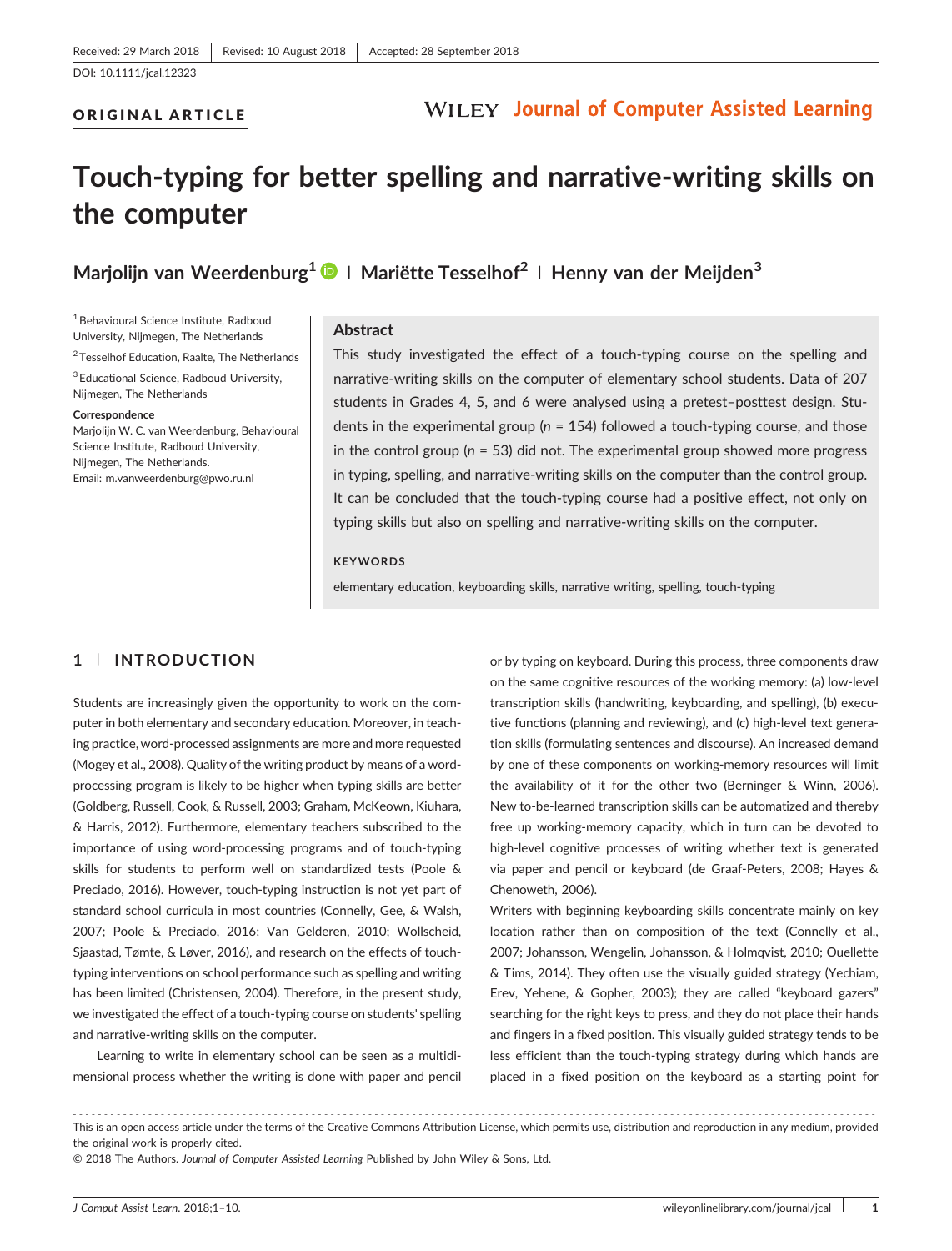DOI: 10.1111/jcal.12323

ORIGINAL ARTICLE

# Touch-typing for better spelling and narrative-writing skills on the computer

**Marjolijn van Weerdenburg**[1] | **Mariëtte Tesselhof**[2] | **Henny van der Meijden**[3]

[1] Behavioural Science Institute, Radboud University, Nijmegen, The Netherlands

[2] Tesselhof Education, Raalte, The Netherlands

[3] Educational Science, Radboud University, Nijmegen, The Netherlands

**Correspondence**
Marjolijn W. C. van Weerdenburg, Behavioural Science Institute, Radboud University, Nijmegen, The Netherlands.
Email: m.vanweerdenburg@pwo.ru.nl

## Abstract

This study investigated the effect of a touch-typing course on the spelling and narrative-writing skills on the computer of elementary school students. Data of 207 students in Grades 4, 5, and 6 were analysed using a pretest–posttest design. Students in the experimental group ($n$ = 154) followed a touch-typing course, and those in the control group ($n$ = 53) did not. The experimental group showed more progress in typing, spelling, and narrative-writing skills on the computer than the control group. It can be concluded that the touch-typing course had a positive effect, not only on typing skills but also on spelling and narrative-writing skills on the computer.

**KEYWORDS**

elementary education, keyboarding skills, narrative writing, spelling, touch-typing

## 1 | INTRODUCTION

Students are increasingly given the opportunity to work on the computer in both elementary and secondary education. Moreover, in teaching practice, word-processed assignments are more and more requested (Mogey et al., 2008). Quality of the writing product by means of a word-processing program is likely to be higher when typing skills are better (Goldberg, Russell, Cook, & Russell, 2003; Graham, McKeown, Kiuhara, & Harris, 2012). Furthermore, elementary teachers subscribed to the importance of using word-processing programs and of touch-typing skills for students to perform well on standardized tests (Poole & Preciado, 2016). However, touch-typing instruction is not yet part of standard school curricula in most countries (Connelly, Gee, & Walsh, 2007; Poole & Preciado, 2016; Van Gelderen, 2010; Wollscheid, Sjaastad, Tømte, & Løver, 2016), and research on the effects of touch-typing interventions on school performance such as spelling and writing has been limited (Christensen, 2004). Therefore, in the present study, we investigated the effect of a touch-typing course on students' spelling and narrative-writing skills on the computer.

Learning to write in elementary school can be seen as a multidimensional process whether the writing is done with paper and pencil or by typing on keyboard. During this process, three components draw on the same cognitive resources of the working memory: (a) low-level transcription skills (handwriting, keyboarding, and spelling), (b) executive functions (planning and reviewing), and (c) high-level text generation skills (formulating sentences and discourse). An increased demand by one of these components on working-memory resources will limit the availability of it for the other two (Berninger & Winn, 2006). New to-be-learned transcription skills can be automatized and thereby free up working-memory capacity, which in turn can be devoted to high-level cognitive processes of writing whether text is generated via paper and pencil or keyboard (de Graaf-Peters, 2008; Hayes & Chenoweth, 2006).

Writers with beginning keyboarding skills concentrate mainly on key location rather than on composition of the text (Connelly et al., 2007; Johansson, Wengelin, Johansson, & Holmqvist, 2010; Ouellette & Tims, 2014). They often use the visually guided strategy (Yechiam, Erev, Yehene, & Gopher, 2003); they are called "keyboard gazers" searching for the right keys to press, and they do not place their hands and fingers in a fixed position. This visually guided strategy tends to be less efficient than the touch-typing strategy during which hands are placed in a fixed position on the keyboard as a starting point for

This is an open access article under the terms of the Creative Commons Attribution License, which permits use, distribution and reproduction in any medium, provided the original work is properly cited.
© 2018 The Authors. *Journal of Computer Assisted Learning* Published by John Wiley & Sons, Ltd.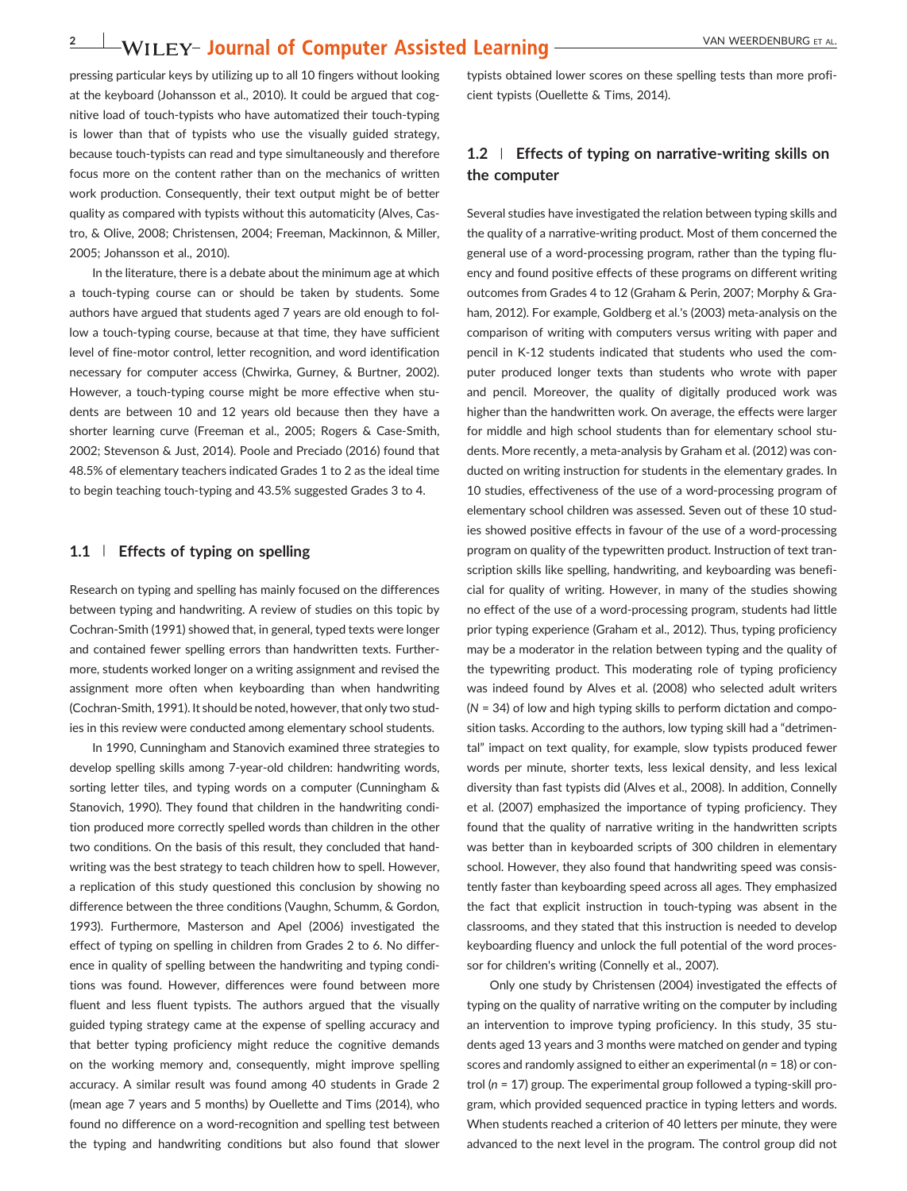pressing particular keys by utilizing up to all 10 fingers without looking at the keyboard (Johansson et al., 2010). It could be argued that cognitive load of touch-typists who have automatized their touch-typing is lower than that of typists who use the visually guided strategy, because touch-typists can read and type simultaneously and therefore focus more on the content rather than on the mechanics of written work production. Consequently, their text output might be of better quality as compared with typists without this automaticity (Alves, Castro, & Olive, 2008; Christensen, 2004; Freeman, Mackinnon, & Miller, 2005; Johansson et al., 2010).

In the literature, there is a debate about the minimum age at which a touch-typing course can or should be taken by students. Some authors have argued that students aged 7 years are old enough to follow a touch-typing course, because at that time, they have sufficient level of fine-motor control, letter recognition, and word identification necessary for computer access (Chwirka, Gurney, & Burtner, 2002). However, a touch-typing course might be more effective when students are between 10 and 12 years old because then they have a shorter learning curve (Freeman et al., 2005; Rogers & Case-Smith, 2002; Stevenson & Just, 2014). Poole and Preciado (2016) found that 48.5% of elementary teachers indicated Grades 1 to 2 as the ideal time to begin teaching touch-typing and 43.5% suggested Grades 3 to 4.

### 1.1 | Effects of typing on spelling

Research on typing and spelling has mainly focused on the differences between typing and handwriting. A review of studies on this topic by Cochran-Smith (1991) showed that, in general, typed texts were longer and contained fewer spelling errors than handwritten texts. Furthermore, students worked longer on a writing assignment and revised the assignment more often when keyboarding than when handwriting (Cochran-Smith, 1991). It should be noted, however, that only two studies in this review were conducted among elementary school students.

In 1990, Cunningham and Stanovich examined three strategies to develop spelling skills among 7-year-old children: handwriting words, sorting letter tiles, and typing words on a computer (Cunningham & Stanovich, 1990). They found that children in the handwriting condition produced more correctly spelled words than children in the other two conditions. On the basis of this result, they concluded that handwriting was the best strategy to teach children how to spell. However, a replication of this study questioned this conclusion by showing no difference between the three conditions (Vaughn, Schumm, & Gordon, 1993). Furthermore, Masterson and Apel (2006) investigated the effect of typing on spelling in children from Grades 2 to 6. No difference in quality of spelling between the handwriting and typing conditions was found. However, differences were found between more fluent and less fluent typists. The authors argued that the visually guided typing strategy came at the expense of spelling accuracy and that better typing proficiency might reduce the cognitive demands on the working memory and, consequently, might improve spelling accuracy. A similar result was found among 40 students in Grade 2 (mean age 7 years and 5 months) by Ouellette and Tims (2014), who found no difference on a word-recognition and spelling test between the typing and handwriting conditions but also found that slower typists obtained lower scores on these spelling tests than more proficient typists (Ouellette & Tims, 2014).

### 1.2 | Effects of typing on narrative-writing skills on the computer

Several studies have investigated the relation between typing skills and the quality of a narrative-writing product. Most of them concerned the general use of a word-processing program, rather than the typing fluency and found positive effects of these programs on different writing outcomes from Grades 4 to 12 (Graham & Perin, 2007; Morphy & Graham, 2012). For example, Goldberg et al.'s (2003) meta-analysis on the comparison of writing with computers versus writing with paper and pencil in K-12 students indicated that students who used the computer produced longer texts than students who wrote with paper and pencil. Moreover, the quality of digitally produced work was higher than the handwritten work. On average, the effects were larger for middle and high school students than for elementary school students. More recently, a meta-analysis by Graham et al. (2012) was conducted on writing instruction for students in the elementary grades. In 10 studies, effectiveness of the use of a word-processing program of elementary school children was assessed. Seven out of these 10 studies showed positive effects in favour of the use of a word-processing program on quality of the typewritten product. Instruction of text transcription skills like spelling, handwriting, and keyboarding was beneficial for quality of writing. However, in many of the studies showing no effect of the use of a word-processing program, students had little prior typing experience (Graham et al., 2012). Thus, typing proficiency may be a moderator in the relation between typing and the quality of the typewriting product. This moderating role of typing proficiency was indeed found by Alves et al. (2008) who selected adult writers ($N$ = 34) of low and high typing skills to perform dictation and composition tasks. According to the authors, low typing skill had a "detrimental" impact on text quality, for example, slow typists produced fewer words per minute, shorter texts, less lexical density, and less lexical diversity than fast typists did (Alves et al., 2008). In addition, Connelly et al. (2007) emphasized the importance of typing proficiency. They found that the quality of narrative writing in the handwritten scripts was better than in keyboarded scripts of 300 children in elementary school. However, they also found that handwriting speed was consistently faster than keyboarding speed across all ages. They emphasized the fact that explicit instruction in touch-typing was absent in the classrooms, and they stated that this instruction is needed to develop keyboarding fluency and unlock the full potential of the word processor for children's writing (Connelly et al., 2007).

Only one study by Christensen (2004) investigated the effects of typing on the quality of narrative writing on the computer by including an intervention to improve typing proficiency. In this study, 35 students aged 13 years and 3 months were matched on gender and typing scores and randomly assigned to either an experimental ($n$ = 18) or control ($n$ = 17) group. The experimental group followed a typing-skill program, which provided sequenced practice in typing letters and words. When students reached a criterion of 40 letters per minute, they were advanced to the next level in the program. The control group did not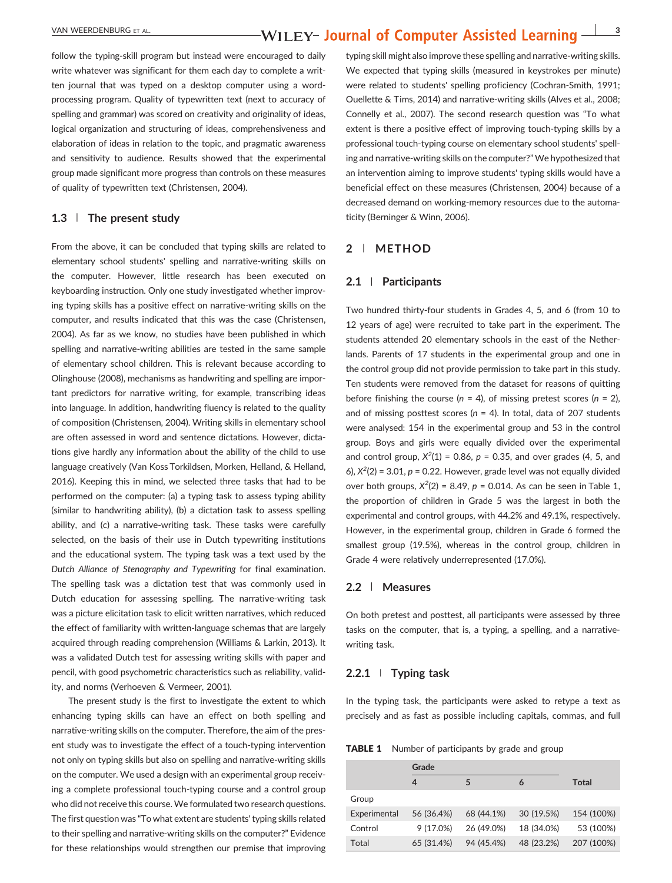follow the typing-skill program but instead were encouraged to daily write whatever was significant for them each day to complete a written journal that was typed on a desktop computer using a word-processing program. Quality of typewritten text (next to accuracy of spelling and grammar) was scored on creativity and originality of ideas, logical organization and structuring of ideas, comprehensiveness and elaboration of ideas in relation to the topic, and pragmatic awareness and sensitivity to audience. Results showed that the experimental group made significant more progress than controls on these measures of quality of typewritten text (Christensen, 2004).

### 1.3 | The present study

From the above, it can be concluded that typing skills are related to elementary school students' spelling and narrative-writing skills on the computer. However, little research has been executed on keyboarding instruction. Only one study investigated whether improving typing skills has a positive effect on narrative-writing skills on the computer, and results indicated that this was the case (Christensen, 2004). As far as we know, no studies have been published in which spelling and narrative-writing abilities are tested in the same sample of elementary school children. This is relevant because according to Olinghouse (2008), mechanisms as handwriting and spelling are important predictors for narrative writing, for example, transcribing ideas into language. In addition, handwriting fluency is related to the quality of composition (Christensen, 2004). Writing skills in elementary school are often assessed in word and sentence dictations. However, dictations give hardly any information about the ability of the child to use language creatively (Van Koss Torkildsen, Morken, Helland, & Helland, 2016). Keeping this in mind, we selected three tasks that had to be performed on the computer: (a) a typing task to assess typing ability (similar to handwriting ability), (b) a dictation task to assess spelling ability, and (c) a narrative-writing task. These tasks were carefully selected, on the basis of their use in Dutch typewriting institutions and the educational system. The typing task was a text used by the *Dutch Alliance of Stenography and Typewriting* for final examination. The spelling task was a dictation test that was commonly used in Dutch education for assessing spelling. The narrative-writing task was a picture elicitation task to elicit written narratives, which reduced the effect of familiarity with written-language schemas that are largely acquired through reading comprehension (Williams & Larkin, 2013). It was a validated Dutch test for assessing writing skills with paper and pencil, with good psychometric characteristics such as reliability, validity, and norms (Verhoeven & Vermeer, 2001).

The present study is the first to investigate the extent to which enhancing typing skills can have an effect on both spelling and narrative-writing skills on the computer. Therefore, the aim of the present study was to investigate the effect of a touch-typing intervention not only on typing skills but also on spelling and narrative-writing skills on the computer. We used a design with an experimental group receiving a complete professional touch-typing course and a control group who did not receive this course. We formulated two research questions. The first question was "To what extent are students' typing skills related to their spelling and narrative-writing skills on the computer?" Evidence for these relationships would strengthen our premise that improving typing skill might also improve these spelling and narrative-writing skills. We expected that typing skills (measured in keystrokes per minute) were related to students' spelling proficiency (Cochran-Smith, 1991; Ouellette & Tims, 2014) and narrative-writing skills (Alves et al., 2008; Connelly et al., 2007). The second research question was "To what extent is there a positive effect of improving touch-typing skills by a professional touch-typing course on elementary school students' spelling and narrative-writing skills on the computer?" We hypothesized that an intervention aiming to improve students' typing skills would have a beneficial effect on these measures (Christensen, 2004) because of a decreased demand on working-memory resources due to the automaticity (Berninger & Winn, 2006).

## 2 | METHOD

### 2.1 | Participants

Two hundred thirty-four students in Grades 4, 5, and 6 (from 10 to 12 years of age) were recruited to take part in the experiment. The students attended 20 elementary schools in the east of the Netherlands. Parents of 17 students in the experimental group and one in the control group did not provide permission to take part in this study. Ten students were removed from the dataset for reasons of quitting before finishing the course ($n$ = 4), of missing pretest scores ($n$ = 2), and of missing posttest scores ($n$ = 4). In total, data of 207 students were analysed: 154 in the experimental group and 53 in the control group. Boys and girls were equally divided over the experimental and control group, $X^2(1) = 0.86$, $p = 0.35$, and over grades (4, 5, and 6), $X^2(2) = 3.01$, $p = 0.22$. However, grade level was not equally divided over both groups, $X^2(2) = 8.49$, $p = 0.014$. As can be seen in Table 1, the proportion of children in Grade 5 was the largest in both the experimental and control groups, with 44.2% and 49.1%, respectively. However, in the experimental group, children in Grade 6 formed the smallest group (19.5%), whereas in the control group, children in Grade 4 were relatively underrepresented (17.0%).

### 2.2 | Measures

On both pretest and posttest, all participants were assessed by three tasks on the computer, that is, a typing, a spelling, and a narrative-writing task.

#### 2.2.1 | Typing task

In the typing task, the participants were asked to retype a text as precisely and as fast as possible including capitals, commas, and full

**TABLE 1** Number of participants by grade and group

| | Grade | | | |
|---|---|---|---|---|
| | 4 | 5 | 6 | Total |
| Group | | | | |
| Experimental | 56 (36.4%) | 68 (44.1%) | 30 (19.5%) | 154 (100%) |
| Control | 9 (17.0%) | 26 (49.0%) | 18 (34.0%) | 53 (100%) |
| Total | 65 (31.4%) | 94 (45.4%) | 48 (23.2%) | 207 (100%) |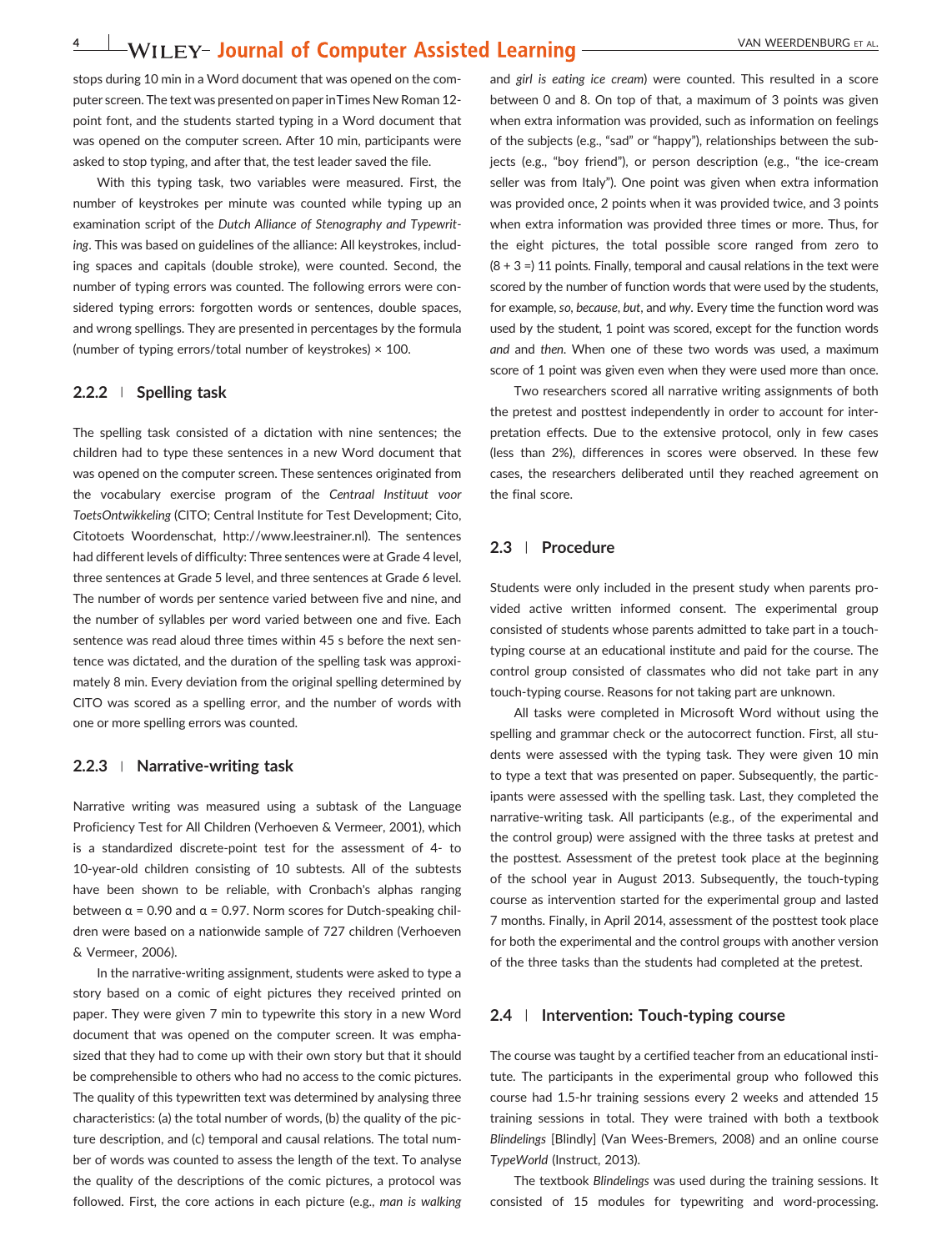stops during 10 min in a Word document that was opened on the computer screen. The text was presented on paper in Times New Roman 12-point font, and the students started typing in a Word document that was opened on the computer screen. After 10 min, participants were asked to stop typing, and after that, the test leader saved the file.

With this typing task, two variables were measured. First, the number of keystrokes per minute was counted while typing up an examination script of the *Dutch Alliance of Stenography and Typewriting*. This was based on guidelines of the alliance: All keystrokes, including spaces and capitals (double stroke), were counted. Second, the number of typing errors was counted. The following errors were considered typing errors: forgotten words or sentences, double spaces, and wrong spellings. They are presented in percentages by the formula (number of typing errors/total number of keystrokes) × 100.

### 2.2.2 | Spelling task

The spelling task consisted of a dictation with nine sentences; the children had to type these sentences in a new Word document that was opened on the computer screen. These sentences originated from the vocabulary exercise program of the *Centraal Instituut voor ToetsOntwikkeling* (CITO; Central Institute for Test Development; Cito, Citotoets Woordenschat, http://www.leestrainer.nl). The sentences had different levels of difficulty: Three sentences were at Grade 4 level, three sentences at Grade 5 level, and three sentences at Grade 6 level. The number of words per sentence varied between five and nine, and the number of syllables per word varied between one and five. Each sentence was read aloud three times within 45 s before the next sentence was dictated, and the duration of the spelling task was approximately 8 min. Every deviation from the original spelling determined by CITO was scored as a spelling error, and the number of words with one or more spelling errors was counted.

### 2.2.3 | Narrative-writing task

Narrative writing was measured using a subtask of the Language Proficiency Test for All Children (Verhoeven & Vermeer, 2001), which is a standardized discrete-point test for the assessment of 4- to 10-year-old children consisting of 10 subtests. All of the subtests have been shown to be reliable, with Cronbach's alphas ranging between α = 0.90 and α = 0.97. Norm scores for Dutch-speaking children were based on a nationwide sample of 727 children (Verhoeven & Vermeer, 2006).

In the narrative-writing assignment, students were asked to type a story based on a comic of eight pictures they received printed on paper. They were given 7 min to typewrite this story in a new Word document that was opened on the computer screen. It was emphasized that they had to come up with their own story but that it should be comprehensible to others who had no access to the comic pictures. The quality of this typewritten text was determined by analysing three characteristics: (a) the total number of words, (b) the quality of the picture description, and (c) temporal and causal relations. The total number of words was counted to assess the length of the text. To analyse the quality of the descriptions of the comic pictures, a protocol was followed. First, the core actions in each picture (e.g., *man is walking* and *girl is eating ice cream*) were counted. This resulted in a score between 0 and 8. On top of that, a maximum of 3 points was given when extra information was provided, such as information on feelings of the subjects (e.g., "sad" or "happy"), relationships between the subjects (e.g., "boy friend"), or person description (e.g., "the ice-cream seller was from Italy"). One point was given when extra information was provided once, 2 points when it was provided twice, and 3 points when extra information was provided three times or more. Thus, for the eight pictures, the total possible score ranged from zero to (8 + 3 =) 11 points. Finally, temporal and causal relations in the text were scored by the number of function words that were used by the students, for example, *so*, *because*, *but*, and *why*. Every time the function word was used by the student, 1 point was scored, except for the function words *and* and *then*. When one of these two words was used, a maximum score of 1 point was given even when they were used more than once.

Two researchers scored all narrative writing assignments of both the pretest and posttest independently in order to account for interpretation effects. Due to the extensive protocol, only in few cases (less than 2%), differences in scores were observed. In these few cases, the researchers deliberated until they reached agreement on the final score.

## 2.3 | Procedure

Students were only included in the present study when parents provided active written informed consent. The experimental group consisted of students whose parents admitted to take part in a touch-typing course at an educational institute and paid for the course. The control group consisted of classmates who did not take part in any touch-typing course. Reasons for not taking part are unknown.

All tasks were completed in Microsoft Word without using the spelling and grammar check or the autocorrect function. First, all students were assessed with the typing task. They were given 10 min to type a text that was presented on paper. Subsequently, the participants were assessed with the spelling task. Last, they completed the narrative-writing task. All participants (e.g., of the experimental and the control group) were assigned with the three tasks at pretest and the posttest. Assessment of the pretest took place at the beginning of the school year in August 2013. Subsequently, the touch-typing course as intervention started for the experimental group and lasted 7 months. Finally, in April 2014, assessment of the posttest took place for both the experimental and the control groups with another version of the three tasks than the students had completed at the pretest.

## 2.4 | Intervention: Touch-typing course

The course was taught by a certified teacher from an educational institute. The participants in the experimental group who followed this course had 1.5-hr training sessions every 2 weeks and attended 15 training sessions in total. They were trained with both a textbook *Blindelings* [Blindly] (Van Wees-Bremers, 2008) and an online course *TypeWorld* (Instruct, 2013).

The textbook *Blindelings* was used during the training sessions. It consisted of 15 modules for typewriting and word-processing.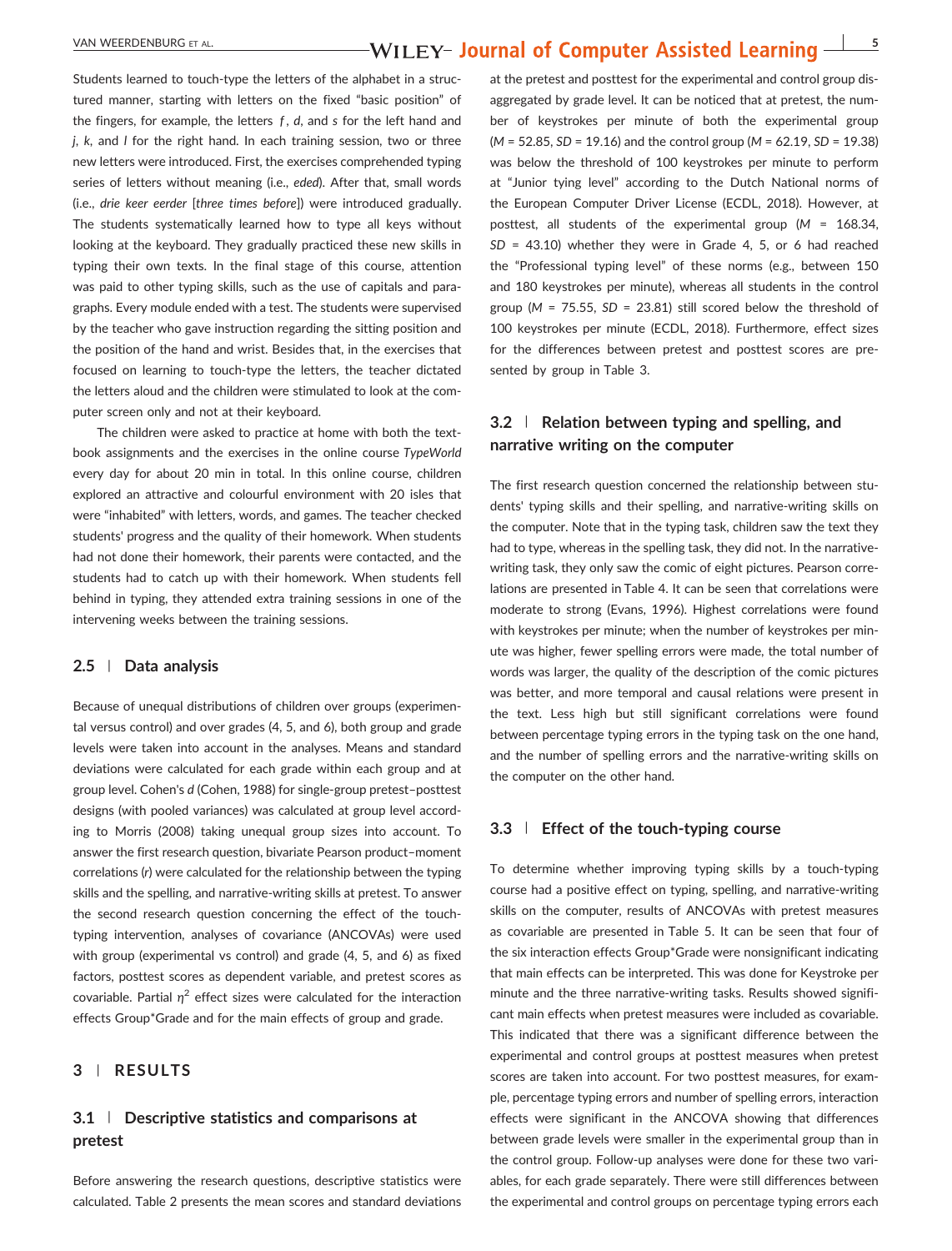Students learned to touch-type the letters of the alphabet in a structured manner, starting with letters on the fixed "basic position" of the fingers, for example, the letters *f*, *d*, and *s* for the left hand and *j*, *k*, and *l* for the right hand. In each training session, two or three new letters were introduced. First, the exercises comprehended typing series of letters without meaning (i.e., *eded*). After that, small words (i.e., *drie keer eerder* [*three times before*]) were introduced gradually. The students systematically learned how to type all keys without looking at the keyboard. They gradually practiced these new skills in typing their own texts. In the final stage of this course, attention was paid to other typing skills, such as the use of capitals and paragraphs. Every module ended with a test. The students were supervised by the teacher who gave instruction regarding the sitting position and the position of the hand and wrist. Besides that, in the exercises that focused on learning to touch-type the letters, the teacher dictated the letters aloud and the children were stimulated to look at the computer screen only and not at their keyboard.

The children were asked to practice at home with both the textbook assignments and the exercises in the online course *TypeWorld* every day for about 20 min in total. In this online course, children explored an attractive and colourful environment with 20 isles that were "inhabited" with letters, words, and games. The teacher checked students' progress and the quality of their homework. When students had not done their homework, their parents were contacted, and the students had to catch up with their homework. When students fell behind in typing, they attended extra training sessions in one of the intervening weeks between the training sessions.

### 2.5 | Data analysis

Because of unequal distributions of children over groups (experimental versus control) and over grades (4, 5, and 6), both group and grade levels were taken into account in the analyses. Means and standard deviations were calculated for each grade within each group and at group level. Cohen's *d* (Cohen, 1988) for single-group pretest–posttest designs (with pooled variances) was calculated at group level according to Morris (2008) taking unequal group sizes into account. To answer the first research question, bivariate Pearson product–moment correlations (*r*) were calculated for the relationship between the typing skills and the spelling, and narrative-writing skills at pretest. To answer the second research question concerning the effect of the touch-typing intervention, analyses of covariance (ANCOVAs) were used with group (experimental vs control) and grade (4, 5, and 6) as fixed factors, posttest scores as dependent variable, and pretest scores as covariable. Partial $\eta^2$ effect sizes were calculated for the interaction effects Group*Grade and for the main effects of group and grade.

## 3 | RESULTS

### 3.1 | Descriptive statistics and comparisons at pretest

Before answering the research questions, descriptive statistics were calculated. Table 2 presents the mean scores and standard deviations at the pretest and posttest for the experimental and control group disaggregated by grade level. It can be noticed that at pretest, the number of keystrokes per minute of both the experimental group ($M$ = 52.85, $SD$ = 19.16) and the control group ($M$ = 62.19, $SD$ = 19.38) was below the threshold of 100 keystrokes per minute to perform at "Junior tying level" according to the Dutch National norms of the European Computer Driver License (ECDL, 2018). However, at posttest, all students of the experimental group ($M$ = 168.34, $SD$ = 43.10) whether they were in Grade 4, 5, or 6 had reached the "Professional typing level" of these norms (e.g., between 150 and 180 keystrokes per minute), whereas all students in the control group ($M$ = 75.55, $SD$ = 23.81) still scored below the threshold of 100 keystrokes per minute (ECDL, 2018). Furthermore, effect sizes for the differences between pretest and posttest scores are presented by group in Table 3.

### 3.2 | Relation between typing and spelling, and narrative writing on the computer

The first research question concerned the relationship between students' typing skills and their spelling, and narrative-writing skills on the computer. Note that in the typing task, children saw the text they had to type, whereas in the spelling task, they did not. In the narrative-writing task, they only saw the comic of eight pictures. Pearson correlations are presented in Table 4. It can be seen that correlations were moderate to strong (Evans, 1996). Highest correlations were found with keystrokes per minute; when the number of keystrokes per minute was higher, fewer spelling errors were made, the total number of words was larger, the quality of the description of the comic pictures was better, and more temporal and causal relations were present in the text. Less high but still significant correlations were found between percentage typing errors in the typing task on the one hand, and the number of spelling errors and the narrative-writing skills on the computer on the other hand.

### 3.3 | Effect of the touch-typing course

To determine whether improving typing skills by a touch-typing course had a positive effect on typing, spelling, and narrative-writing skills on the computer, results of ANCOVAs with pretest measures as covariable are presented in Table 5. It can be seen that four of the six interaction effects Group*Grade were nonsignificant indicating that main effects can be interpreted. This was done for Keystroke per minute and the three narrative-writing tasks. Results showed significant main effects when pretest measures were included as covariable. This indicated that there was a significant difference between the experimental and control groups at posttest measures when pretest scores are taken into account. For two posttest measures, for example, percentage typing errors and number of spelling errors, interaction effects were significant in the ANCOVA showing that differences between grade levels were smaller in the experimental group than in the control group. Follow-up analyses were done for these two variables, for each grade separately. There were still differences between the experimental and control groups on percentage typing errors each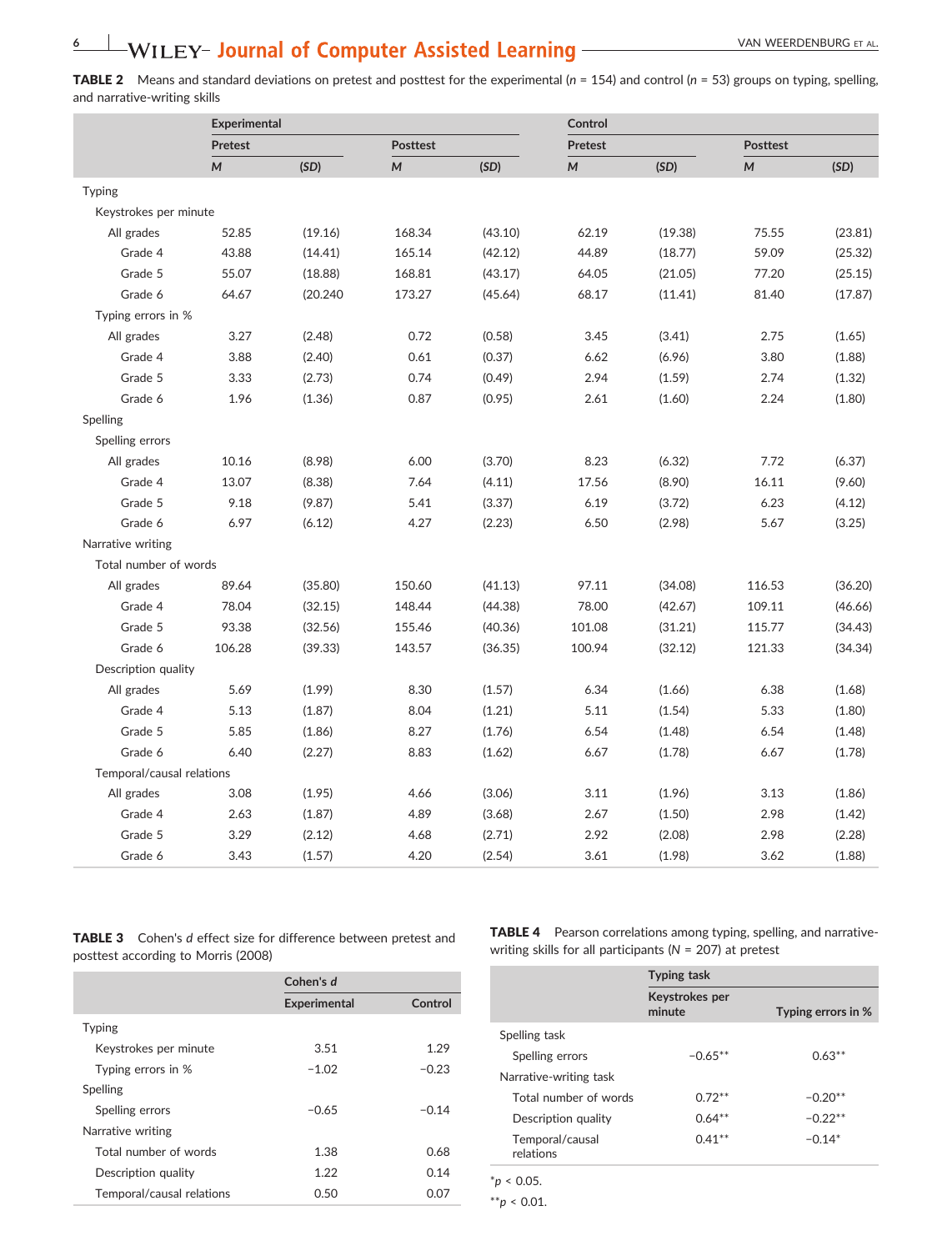**TABLE 2** Means and standard deviations on pretest and posttest for the experimental ($n$ = 154) and control ($n$ = 53) groups on typing, spelling, and narrative-writing skills

| | Experimental | | | | Control | | | |
|---|---|---|---|---|---|---|---|---|
| | Pretest | | Posttest | | Pretest | | Posttest | |
| | *M* | *(SD)* | *M* | *(SD)* | *M* | *(SD)* | *M* | *(SD)* |
| Typing | | | | | | | | |
| Keystrokes per minute | | | | | | | | |
| All grades | 52.85 | (19.16) | 168.34 | (43.10) | 62.19 | (19.38) | 75.55 | (23.81) |
| Grade 4 | 43.88 | (14.41) | 165.14 | (42.12) | 44.89 | (18.77) | 59.09 | (25.32) |
| Grade 5 | 55.07 | (18.88) | 168.81 | (43.17) | 64.05 | (21.05) | 77.20 | (25.15) |
| Grade 6 | 64.67 | (20.240 | 173.27 | (45.64) | 68.17 | (11.41) | 81.40 | (17.87) |
| Typing errors in % | | | | | | | | |
| All grades | 3.27 | (2.48) | 0.72 | (0.58) | 3.45 | (3.41) | 2.75 | (1.65) |
| Grade 4 | 3.88 | (2.40) | 0.61 | (0.37) | 6.62 | (6.96) | 3.80 | (1.88) |
| Grade 5 | 3.33 | (2.73) | 0.74 | (0.49) | 2.94 | (1.59) | 2.74 | (1.32) |
| Grade 6 | 1.96 | (1.36) | 0.87 | (0.95) | 2.61 | (1.60) | 2.24 | (1.80) |
| Spelling | | | | | | | | |
| Spelling errors | | | | | | | | |
| All grades | 10.16 | (8.98) | 6.00 | (3.70) | 8.23 | (6.32) | 7.72 | (6.37) |
| Grade 4 | 13.07 | (8.38) | 7.64 | (4.11) | 17.56 | (8.90) | 16.11 | (9.60) |
| Grade 5 | 9.18 | (9.87) | 5.41 | (3.37) | 6.19 | (3.72) | 6.23 | (4.12) |
| Grade 6 | 6.97 | (6.12) | 4.27 | (2.23) | 6.50 | (2.98) | 5.67 | (3.25) |
| Narrative writing | | | | | | | | |
| Total number of words | | | | | | | | |
| All grades | 89.64 | (35.80) | 150.60 | (41.13) | 97.11 | (34.08) | 116.53 | (36.20) |
| Grade 4 | 78.04 | (32.15) | 148.44 | (44.38) | 78.00 | (42.67) | 109.11 | (46.66) |
| Grade 5 | 93.38 | (32.56) | 155.46 | (40.36) | 101.08 | (31.21) | 115.77 | (34.43) |
| Grade 6 | 106.28 | (39.33) | 143.57 | (36.35) | 100.94 | (32.12) | 121.33 | (34.34) |
| Description quality | | | | | | | | |
| All grades | 5.69 | (1.99) | 8.30 | (1.57) | 6.34 | (1.66) | 6.38 | (1.68) |
| Grade 4 | 5.13 | (1.87) | 8.04 | (1.21) | 5.11 | (1.54) | 5.33 | (1.80) |
| Grade 5 | 5.85 | (1.86) | 8.27 | (1.76) | 6.54 | (1.48) | 6.54 | (1.48) |
| Grade 6 | 6.40 | (2.27) | 8.83 | (1.62) | 6.67 | (1.78) | 6.67 | (1.78) |
| Temporal/causal relations | | | | | | | | |
| All grades | 3.08 | (1.95) | 4.66 | (3.06) | 3.11 | (1.96) | 3.13 | (1.86) |
| Grade 4 | 2.63 | (1.87) | 4.89 | (3.68) | 2.67 | (1.50) | 2.98 | (1.42) |
| Grade 5 | 3.29 | (2.12) | 4.68 | (2.71) | 2.92 | (2.08) | 2.98 | (2.28) |
| Grade 6 | 3.43 | (1.57) | 4.20 | (2.54) | 3.61 | (1.98) | 3.62 | (1.88) |

**TABLE 3** Cohen's *d* effect size for difference between pretest and posttest according to Morris (2008)

| | Cohen's *d* | |
|---|---|---|
| | Experimental | Control |
| Typing | | |
| Keystrokes per minute | 3.51 | 1.29 |
| Typing errors in % | −1.02 | −0.23 |
| Spelling | | |
| Spelling errors | −0.65 | −0.14 |
| Narrative writing | | |
| Total number of words | 1.38 | 0.68 |
| Description quality | 1.22 | 0.14 |
| Temporal/causal relations | 0.50 | 0.07 |

**TABLE 4** Pearson correlations among typing, spelling, and narrative-writing skills for all participants ($N$ = 207) at pretest

| | Typing task | |
|---|---|---|
| | Keystrokes per minute | Typing errors in % |
| Spelling task | | |
| Spelling errors | −0.65** | 0.63** |
| Narrative-writing task | | |
| Total number of words | 0.72** | −0.20** |
| Description quality | 0.64** | −0.22** |
| Temporal/causal relations | 0.41** | −0.14* |

*$p < 0.05$.

**$p < 0.01$.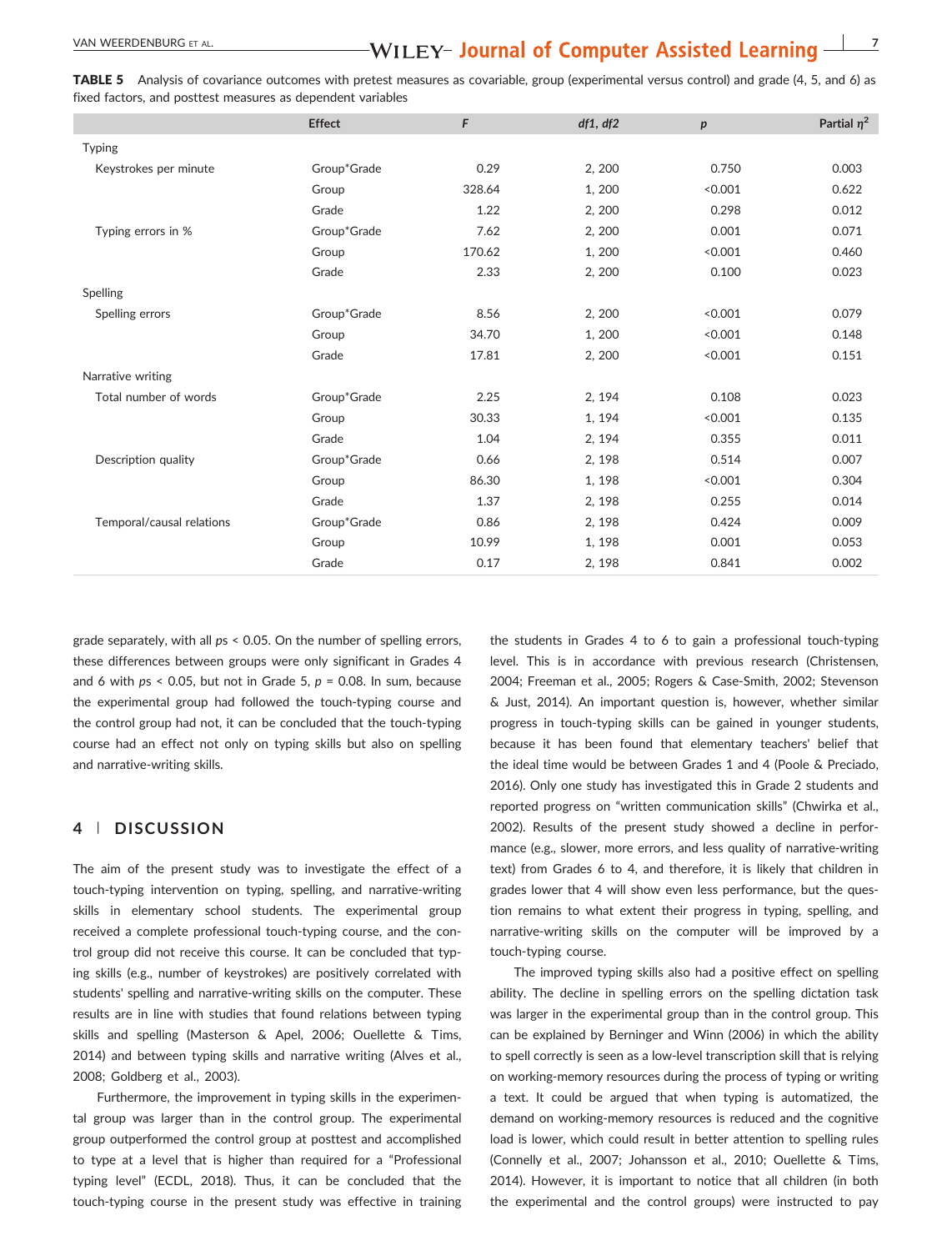**TABLE 5** Analysis of covariance outcomes with pretest measures as covariable, group (experimental versus control) and grade (4, 5, and 6) as fixed factors, and posttest measures as dependent variables

| | Effect | $F$ | $df1, df2$ | $p$ | Partial $\eta^2$ |
|---|---|---|---|---|---|
| Typing | | | | | |
| Keystrokes per minute | Group*Grade | 0.29 | 2, 200 | 0.750 | 0.003 |
| | Group | 328.64 | 1, 200 | <0.001 | 0.622 |
| | Grade | 1.22 | 2, 200 | 0.298 | 0.012 |
| Typing errors in % | Group*Grade | 7.62 | 2, 200 | 0.001 | 0.071 |
| | Group | 170.62 | 1, 200 | <0.001 | 0.460 |
| | Grade | 2.33 | 2, 200 | 0.100 | 0.023 |
| Spelling | | | | | |
| Spelling errors | Group*Grade | 8.56 | 2, 200 | <0.001 | 0.079 |
| | Group | 34.70 | 1, 200 | <0.001 | 0.148 |
| | Grade | 17.81 | 2, 200 | <0.001 | 0.151 |
| Narrative writing | | | | | |
| Total number of words | Group*Grade | 2.25 | 2, 194 | 0.108 | 0.023 |
| | Group | 30.33 | 1, 194 | <0.001 | 0.135 |
| | Grade | 1.04 | 2, 194 | 0.355 | 0.011 |
| Description quality | Group*Grade | 0.66 | 2, 198 | 0.514 | 0.007 |
| | Group | 86.30 | 1, 198 | <0.001 | 0.304 |
| | Grade | 1.37 | 2, 198 | 0.255 | 0.014 |
| Temporal/causal relations | Group*Grade | 0.86 | 2, 198 | 0.424 | 0.009 |
| | Group | 10.99 | 1, 198 | 0.001 | 0.053 |
| | Grade | 0.17 | 2, 198 | 0.841 | 0.002 |

grade separately, with all $ps < 0.05$. On the number of spelling errors, these differences between groups were only significant in Grades 4 and 6 with $ps < 0.05$, but not in Grade 5, $p = 0.08$. In sum, because the experimental group had followed the touch-typing course and the control group had not, it can be concluded that the touch-typing course had an effect not only on typing skills but also on spelling and narrative-writing skills.

## 4 | DISCUSSION

The aim of the present study was to investigate the effect of a touch-typing intervention on typing, spelling, and narrative-writing skills in elementary school students. The experimental group received a complete professional touch-typing course, and the control group did not receive this course. It can be concluded that typing skills (e.g., number of keystrokes) are positively correlated with students' spelling and narrative-writing skills on the computer. These results are in line with studies that found relations between typing skills and spelling (Masterson & Apel, 2006; Ouellette & Tims, 2014) and between typing skills and narrative writing (Alves et al., 2008; Goldberg et al., 2003).

Furthermore, the improvement in typing skills in the experimental group was larger than in the control group. The experimental group outperformed the control group at posttest and accomplished to type at a level that is higher than required for a "Professional typing level" (ECDL, 2018). Thus, it can be concluded that the touch-typing course in the present study was effective in training the students in Grades 4 to 6 to gain a professional touch-typing level. This is in accordance with previous research (Christensen, 2004; Freeman et al., 2005; Rogers & Case-Smith, 2002; Stevenson & Just, 2014). An important question is, however, whether similar progress in touch-typing skills can be gained in younger students, because it has been found that elementary teachers' belief that the ideal time would be between Grades 1 and 4 (Poole & Preciado, 2016). Only one study has investigated this in Grade 2 students and reported progress on "written communication skills" (Chwirka et al., 2002). Results of the present study showed a decline in performance (e.g., slower, more errors, and less quality of narrative-writing text) from Grades 6 to 4, and therefore, it is likely that children in grades lower that 4 will show even less performance, but the question remains to what extent their progress in typing, spelling, and narrative-writing skills on the computer will be improved by a touch-typing course.

The improved typing skills also had a positive effect on spelling ability. The decline in spelling errors on the spelling dictation task was larger in the experimental group than in the control group. This can be explained by Berninger and Winn (2006) in which the ability to spell correctly is seen as a low-level transcription skill that is relying on working-memory resources during the process of typing or writing a text. It could be argued that when typing is automatized, the demand on working-memory resources is reduced and the cognitive load is lower, which could result in better attention to spelling rules (Connelly et al., 2007; Johansson et al., 2010; Ouellette & Tims, 2014). However, it is important to notice that all children (in both the experimental and the control groups) were instructed to pay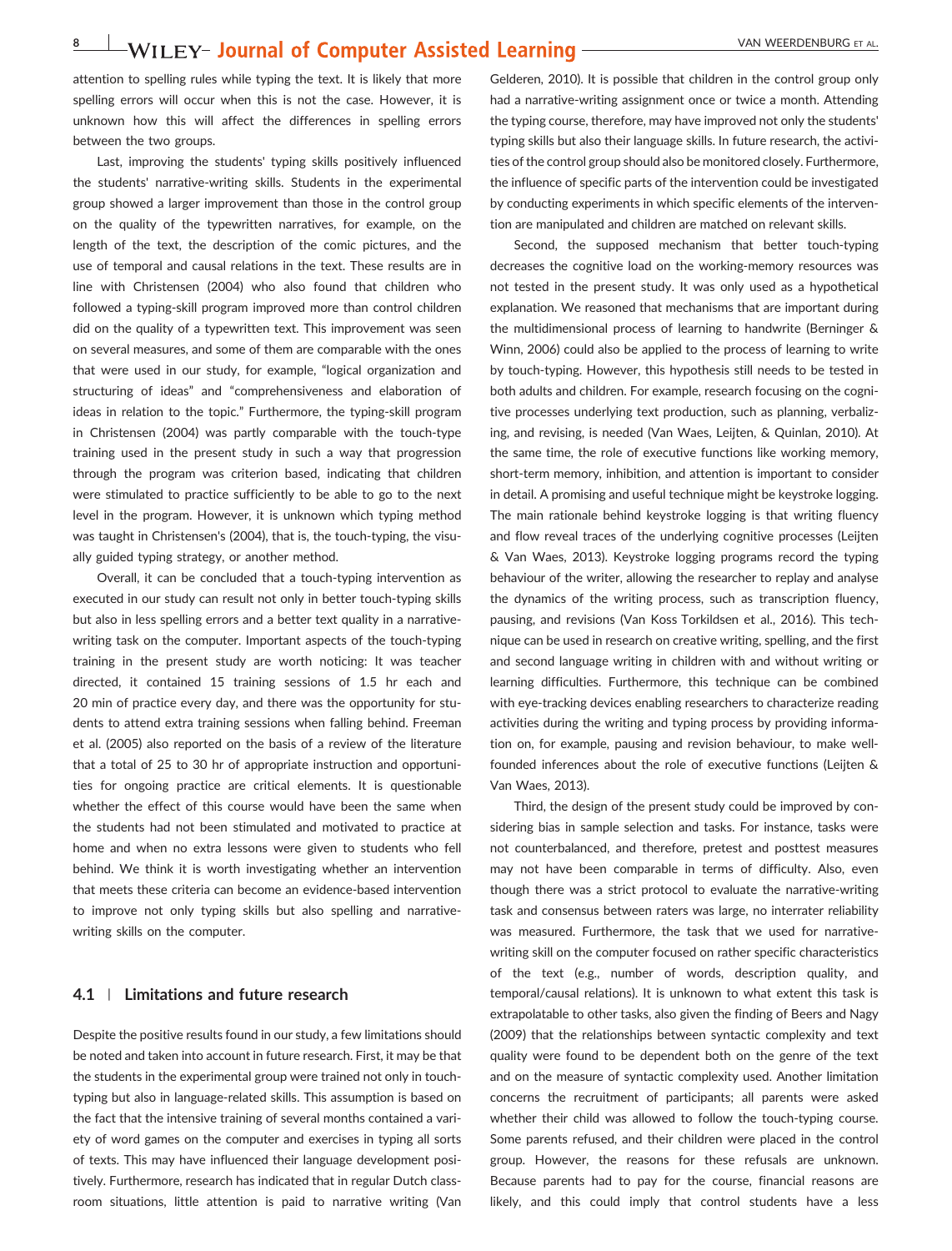attention to spelling rules while typing the text. It is likely that more spelling errors will occur when this is not the case. However, it is unknown how this will affect the differences in spelling errors between the two groups.

Last, improving the students' typing skills positively influenced the students' narrative-writing skills. Students in the experimental group showed a larger improvement than those in the control group on the quality of the typewritten narratives, for example, on the length of the text, the description of the comic pictures, and the use of temporal and causal relations in the text. These results are in line with Christensen (2004) who also found that children who followed a typing-skill program improved more than control children did on the quality of a typewritten text. This improvement was seen on several measures, and some of them are comparable with the ones that were used in our study, for example, "logical organization and structuring of ideas" and "comprehensiveness and elaboration of ideas in relation to the topic." Furthermore, the typing-skill program in Christensen (2004) was partly comparable with the touch-type training used in the present study in such a way that progression through the program was criterion based, indicating that children were stimulated to practice sufficiently to be able to go to the next level in the program. However, it is unknown which typing method was taught in Christensen's (2004), that is, the touch-typing, the visually guided typing strategy, or another method.

Overall, it can be concluded that a touch-typing intervention as executed in our study can result not only in better touch-typing skills but also in less spelling errors and a better text quality in a narrative-writing task on the computer. Important aspects of the touch-typing training in the present study are worth noticing: It was teacher directed, it contained 15 training sessions of 1.5 hr each and 20 min of practice every day, and there was the opportunity for students to attend extra training sessions when falling behind. Freeman et al. (2005) also reported on the basis of a review of the literature that a total of 25 to 30 hr of appropriate instruction and opportunities for ongoing practice are critical elements. It is questionable whether the effect of this course would have been the same when the students had not been stimulated and motivated to practice at home and when no extra lessons were given to students who fell behind. We think it is worth investigating whether an intervention that meets these criteria can become an evidence-based intervention to improve not only typing skills but also spelling and narrative-writing skills on the computer.

## 4.1 | Limitations and future research

Despite the positive results found in our study, a few limitations should be noted and taken into account in future research. First, it may be that the students in the experimental group were trained not only in touch-typing but also in language-related skills. This assumption is based on the fact that the intensive training of several months contained a variety of word games on the computer and exercises in typing all sorts of texts. This may have influenced their language development positively. Furthermore, research has indicated that in regular Dutch classroom situations, little attention is paid to narrative writing (Van Gelderen, 2010). It is possible that children in the control group only had a narrative-writing assignment once or twice a month. Attending the typing course, therefore, may have improved not only the students' typing skills but also their language skills. In future research, the activities of the control group should also be monitored closely. Furthermore, the influence of specific parts of the intervention could be investigated by conducting experiments in which specific elements of the intervention are manipulated and children are matched on relevant skills.

Second, the supposed mechanism that better touch-typing decreases the cognitive load on the working-memory resources was not tested in the present study. It was only used as a hypothetical explanation. We reasoned that mechanisms that are important during the multidimensional process of learning to handwrite (Berninger & Winn, 2006) could also be applied to the process of learning to write by touch-typing. However, this hypothesis still needs to be tested in both adults and children. For example, research focusing on the cognitive processes underlying text production, such as planning, verbalizing, and revising, is needed (Van Waes, Leijten, & Quinlan, 2010). At the same time, the role of executive functions like working memory, short-term memory, inhibition, and attention is important to consider in detail. A promising and useful technique might be keystroke logging. The main rationale behind keystroke logging is that writing fluency and flow reveal traces of the underlying cognitive processes (Leijten & Van Waes, 2013). Keystroke logging programs record the typing behaviour of the writer, allowing the researcher to replay and analyse the dynamics of the writing process, such as transcription fluency, pausing, and revisions (Van Koss Torkildsen et al., 2016). This technique can be used in research on creative writing, spelling, and the first and second language writing in children with and without writing or learning difficulties. Furthermore, this technique can be combined with eye-tracking devices enabling researchers to characterize reading activities during the writing and typing process by providing information on, for example, pausing and revision behaviour, to make well-founded inferences about the role of executive functions (Leijten & Van Waes, 2013).

Third, the design of the present study could be improved by considering bias in sample selection and tasks. For instance, tasks were not counterbalanced, and therefore, pretest and posttest measures may not have been comparable in terms of difficulty. Also, even though there was a strict protocol to evaluate the narrative-writing task and consensus between raters was large, no interrater reliability was measured. Furthermore, the task that we used for narrative-writing skill on the computer focused on rather specific characteristics of the text (e.g., number of words, description quality, and temporal/causal relations). It is unknown to what extent this task is extrapolatable to other tasks, also given the finding of Beers and Nagy (2009) that the relationships between syntactic complexity and text quality were found to be dependent both on the genre of the text and on the measure of syntactic complexity used. Another limitation concerns the recruitment of participants; all parents were asked whether their child was allowed to follow the touch-typing course. Some parents refused, and their children were placed in the control group. However, the reasons for these refusals are unknown. Because parents had to pay for the course, financial reasons are likely, and this could imply that control students have a less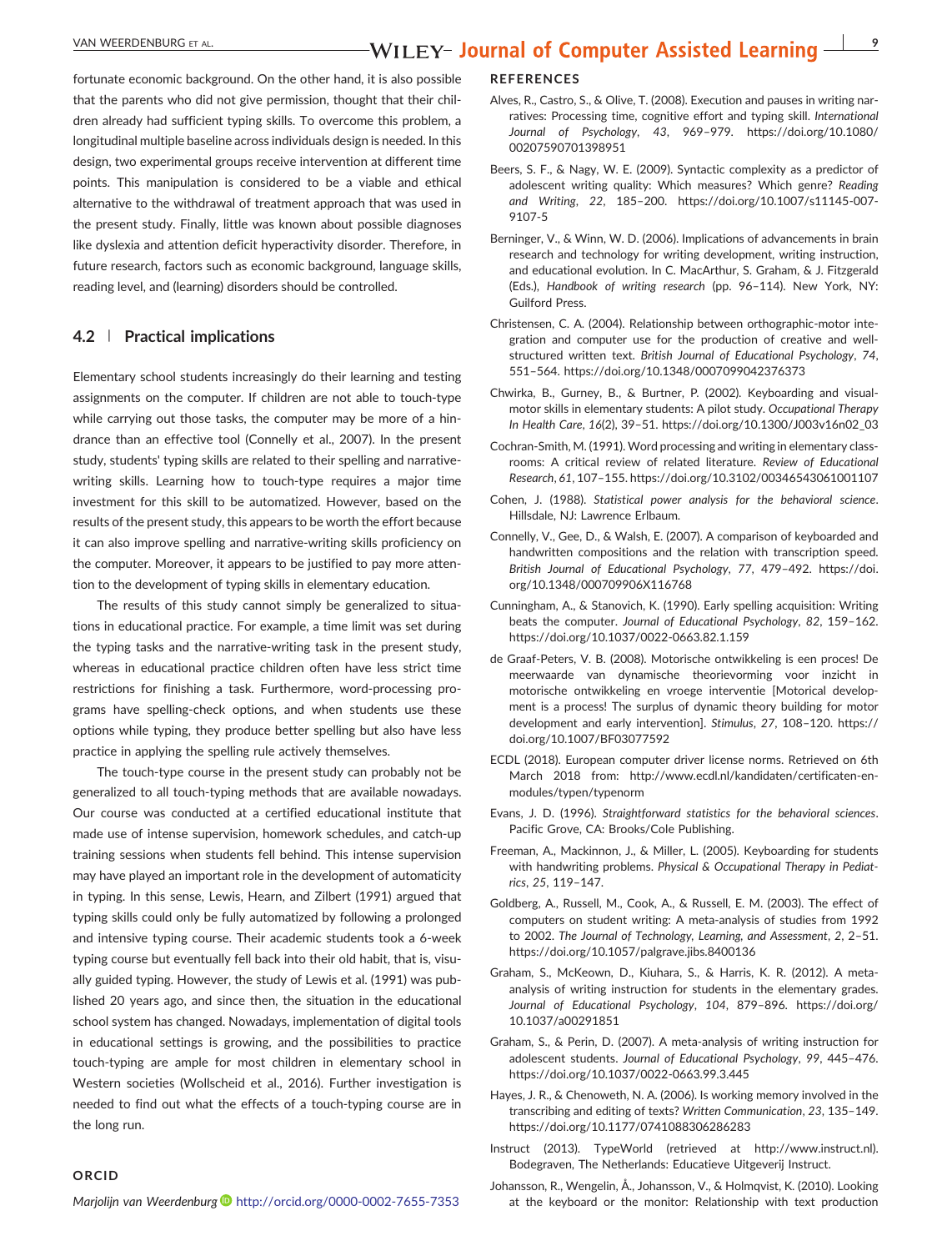fortunate economic background. On the other hand, it is also possible that the parents who did not give permission, thought that their children already had sufficient typing skills. To overcome this problem, a longitudinal multiple baseline across individuals design is needed. In this design, two experimental groups receive intervention at different time points. This manipulation is considered to be a viable and ethical alternative to the withdrawal of treatment approach that was used in the present study. Finally, little was known about possible diagnoses like dyslexia and attention deficit hyperactivity disorder. Therefore, in future research, factors such as economic background, language skills, reading level, and (learning) disorders should be controlled.

### 4.2 | Practical implications

Elementary school students increasingly do their learning and testing assignments on the computer. If children are not able to touch-type while carrying out those tasks, the computer may be more of a hindrance than an effective tool (Connelly et al., 2007). In the present study, students' typing skills are related to their spelling and narrative-writing skills. Learning how to touch-type requires a major time investment for this skill to be automatized. However, based on the results of the present study, this appears to be worth the effort because it can also improve spelling and narrative-writing skills proficiency on the computer. Moreover, it appears to be justified to pay more attention to the development of typing skills in elementary education.

The results of this study cannot simply be generalized to situations in educational practice. For example, a time limit was set during the typing tasks and the narrative-writing task in the present study, whereas in educational practice children often have less strict time restrictions for finishing a task. Furthermore, word-processing programs have spelling-check options, and when students use these options while typing, they produce better spelling but also have less practice in applying the spelling rule actively themselves.

The touch-type course in the present study can probably not be generalized to all touch-typing methods that are available nowadays. Our course was conducted at a certified educational institute that made use of intense supervision, homework schedules, and catch-up training sessions when students fell behind. This intense supervision may have played an important role in the development of automaticity in typing. In this sense, Lewis, Hearn, and Zilbert (1991) argued that typing skills could only be fully automatized by following a prolonged and intensive typing course. Their academic students took a 6-week typing course but eventually fell back into their old habit, that is, visually guided typing. However, the study of Lewis et al. (1991) was published 20 years ago, and since then, the situation in the educational school system has changed. Nowadays, implementation of digital tools in educational settings is growing, and the possibilities to practice touch-typing are ample for most children in elementary school in Western societies (Wollscheid et al., 2016). Further investigation is needed to find out what the effects of a touch-typing course are in the long run.

## ORCID

*Marjolijn van Weerdenburg* http://orcid.org/0000-0002-7655-7353

## REFERENCES

Alves, R., Castro, S., & Olive, T. (2008). Execution and pauses in writing narratives: Processing time, cognitive effort and typing skill. *International Journal of Psychology*, *43*, 969–979. https://doi.org/10.1080/00207590701398951

Beers, S. F., & Nagy, W. E. (2009). Syntactic complexity as a predictor of adolescent writing quality: Which measures? Which genre? *Reading and Writing*, *22*, 185–200. https://doi.org/10.1007/s11145-007-9107-5

Berninger, V., & Winn, W. D. (2006). Implications of advancements in brain research and technology for writing development, writing instruction, and educational evolution. In C. MacArthur, S. Graham, & J. Fitzgerald (Eds.), *Handbook of writing research* (pp. 96–114). New York, NY: Guilford Press.

Christensen, C. A. (2004). Relationship between orthographic-motor integration and computer use for the production of creative and well-structured written text. *British Journal of Educational Psychology*, *74*, 551–564. https://doi.org/10.1348/0007099042376373

Chwirka, B., Gurney, B., & Burtner, P. (2002). Keyboarding and visual-motor skills in elementary students: A pilot study. *Occupational Therapy In Health Care*, *16*(2), 39–51. https://doi.org/10.1300/J003v16n02_03

Cochran-Smith, M. (1991). Word processing and writing in elementary classrooms: A critical review of related literature. *Review of Educational Research*, *61*, 107–155. https://doi.org/10.3102/00346543061001107

Cohen, J. (1988). *Statistical power analysis for the behavioral science*. Hillsdale, NJ: Lawrence Erlbaum.

Connelly, V., Gee, D., & Walsh, E. (2007). A comparison of keyboarded and handwritten compositions and the relation with transcription speed. *British Journal of Educational Psychology*, *77*, 479–492. https://doi.org/10.1348/000709906X116768

Cunningham, A., & Stanovich, K. (1990). Early spelling acquisition: Writing beats the computer. *Journal of Educational Psychology*, *82*, 159–162. https://doi.org/10.1037/0022-0663.82.1.159

de Graaf-Peters, V. B. (2008). Motorische ontwikkeling is een proces! De meerwaarde van dynamische theorievorming voor inzicht in motorische ontwikkeling en vroege interventie [Motorical development is a process! The surplus of dynamic theory building for motor development and early intervention]. *Stimulus*, *27*, 108–120. https://doi.org/10.1007/BF03077592

ECDL (2018). European computer driver license norms. Retrieved on 6th March 2018 from: http://www.ecdl.nl/kandidaten/certificaten-en-modules/typen/typenorm

Evans, J. D. (1996). *Straightforward statistics for the behavioral sciences*. Pacific Grove, CA: Brooks/Cole Publishing.

Freeman, A., Mackinnon, J., & Miller, L. (2005). Keyboarding for students with handwriting problems. *Physical & Occupational Therapy in Pediatrics*, *25*, 119–147.

Goldberg, A., Russell, M., Cook, A., & Russell, E. M. (2003). The effect of computers on student writing: A meta-analysis of studies from 1992 to 2002. *The Journal of Technology, Learning, and Assessment*, *2*, 2–51. https://doi.org/10.1057/palgrave.jibs.8400136

Graham, S., McKeown, D., Kiuhara, S., & Harris, K. R. (2012). A meta-analysis of writing instruction for students in the elementary grades. *Journal of Educational Psychology*, *104*, 879–896. https://doi.org/10.1037/a00291851

Graham, S., & Perin, D. (2007). A meta-analysis of writing instruction for adolescent students. *Journal of Educational Psychology*, *99*, 445–476. https://doi.org/10.1037/0022-0663.99.3.445

Hayes, J. R., & Chenoweth, N. A. (2006). Is working memory involved in the transcribing and editing of texts? *Written Communication*, *23*, 135–149. https://doi.org/10.1177/0741088306286283

Instruct (2013). TypeWorld (retrieved at http://www.instruct.nl). Bodegraven, The Netherlands: Educatieve Uitgeverij Instruct.

Johansson, R., Wengelin, Å., Johansson, V., & Holmqvist, K. (2010). Looking at the keyboard or the monitor: Relationship with text production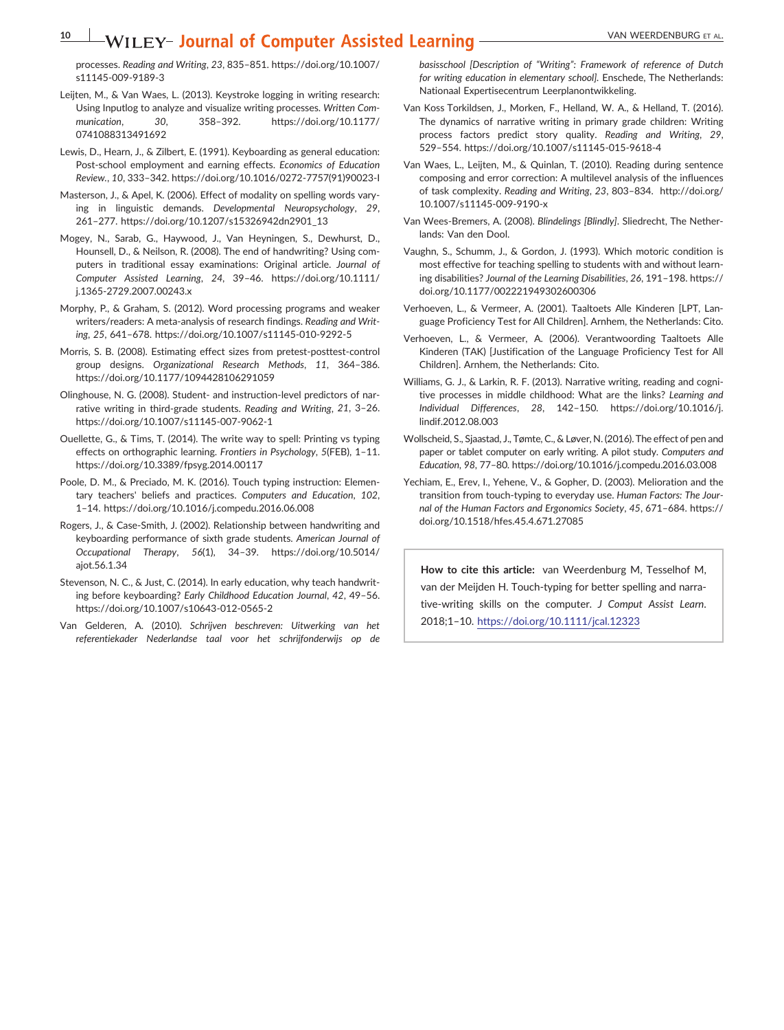processes. *Reading and Writing*, *23*, 835–851. https://doi.org/10.1007/s11145-009-9189-3

Leijten, M., & Van Waes, L. (2013). Keystroke logging in writing research: Using Inputlog to analyze and visualize writing processes. *Written Communication*, *30*, 358–392. https://doi.org/10.1177/0741088313491692

Lewis, D., Hearn, J., & Zilbert, E. (1991). Keyboarding as general education: Post-school employment and earning effects. *Economics of Education Review.*, *10*, 333–342. https://doi.org/10.1016/0272-7757(91)90023-I

Masterson, J., & Apel, K. (2006). Effect of modality on spelling words varying in linguistic demands. *Developmental Neuropsychology*, *29*, 261–277. https://doi.org/10.1207/s15326942dn2901_13

Mogey, N., Sarab, G., Haywood, J., Van Heyningen, S., Dewhurst, D., Hounsell, D., & Neilson, R. (2008). The end of handwriting? Using computers in traditional essay examinations: Original article. *Journal of Computer Assisted Learning*, *24*, 39–46. https://doi.org/10.1111/j.1365-2729.2007.00243.x

Morphy, P., & Graham, S. (2012). Word processing programs and weaker writers/readers: A meta-analysis of research findings. *Reading and Writing*, *25*, 641–678. https://doi.org/10.1007/s11145-010-9292-5

Morris, S. B. (2008). Estimating effect sizes from pretest-posttest-control group designs. *Organizational Research Methods*, *11*, 364–386. https://doi.org/10.1177/1094428106291059

Olinghouse, N. G. (2008). Student- and instruction-level predictors of narrative writing in third-grade students. *Reading and Writing*, *21*, 3–26. https://doi.org/10.1007/s11145-007-9062-1

Ouellette, G., & Tims, T. (2014). The write way to spell: Printing vs typing effects on orthographic learning. *Frontiers in Psychology*, *5*(FEB), 1–11. https://doi.org/10.3389/fpsyg.2014.00117

Poole, D. M., & Preciado, M. K. (2016). Touch typing instruction: Elementary teachers' beliefs and practices. *Computers and Education*, *102*, 1–14. https://doi.org/10.1016/j.compedu.2016.06.008

Rogers, J., & Case-Smith, J. (2002). Relationship between handwriting and keyboarding performance of sixth grade students. *American Journal of Occupational Therapy*, *56*(1), 34–39. https://doi.org/10.5014/ajot.56.1.34

Stevenson, N. C., & Just, C. (2014). In early education, why teach handwriting before keyboarding? *Early Childhood Education Journal*, *42*, 49–56. https://doi.org/10.1007/s10643-012-0565-2

Van Gelderen, A. (2010). *Schrijven beschreven: Uitwerking van het referentiekader Nederlandse taal voor het schrijfonderwijs op de basisschool [Description of "Writing": Framework of reference of Dutch for writing education in elementary school]*. Enschede, The Netherlands: Nationaal Expertisecentrum Leerplanontwikkeling.

Van Koss Torkildsen, J., Morken, F., Helland, W. A., & Helland, T. (2016). The dynamics of narrative writing in primary grade children: Writing process factors predict story quality. *Reading and Writing*, *29*, 529–554. https://doi.org/10.1007/s11145-015-9618-4

Van Waes, L., Leijten, M., & Quinlan, T. (2010). Reading during sentence composing and error correction: A multilevel analysis of the influences of task complexity. *Reading and Writing*, *23*, 803–834. http://doi.org/10.1007/s11145-009-9190-x

Van Wees-Bremers, A. (2008). *Blindelings [Blindly]*. Sliedrecht, The Netherlands: Van den Dool.

Vaughn, S., Schumm, J., & Gordon, J. (1993). Which motoric condition is most effective for teaching spelling to students with and without learning disabilities? *Journal of the Learning Disabilities*, *26*, 191–198. https://doi.org/10.1177/002221949302600306

Verhoeven, L., & Vermeer, A. (2001). Taaltoets Alle Kinderen [LPT, Language Proficiency Test for All Children]. Arnhem, the Netherlands: Cito.

Verhoeven, L., & Vermeer, A. (2006). Verantwoording Taaltoets Alle Kinderen (TAK) [Justification of the Language Proficiency Test for All Children]. Arnhem, the Netherlands: Cito.

Williams, G. J., & Larkin, R. F. (2013). Narrative writing, reading and cognitive processes in middle childhood: What are the links? *Learning and Individual Differences*, *28*, 142–150. https://doi.org/10.1016/j.lindif.2012.08.003

Wollscheid, S., Sjaastad, J., Tømte, C., & Løver, N. (2016). The effect of pen and paper or tablet computer on early writing. A pilot study. *Computers and Education*, *98*, 77–80. https://doi.org/10.1016/j.compedu.2016.03.008

Yechiam, E., Erev, I., Yehene, V., & Gopher, D. (2003). Melioration and the transition from touch-typing to everyday use. *Human Factors: The Journal of the Human Factors and Ergonomics Society*, *45*, 671–684. https://doi.org/10.1518/hfes.45.4.671.27085

**How to cite this article:** van Weerdenburg M, Tesselhof M, van der Meijden H. Touch-typing for better spelling and narrative-writing skills on the computer. *J Comput Assist Learn*. 2018;1–10. https://doi.org/10.1111/jcal.12323